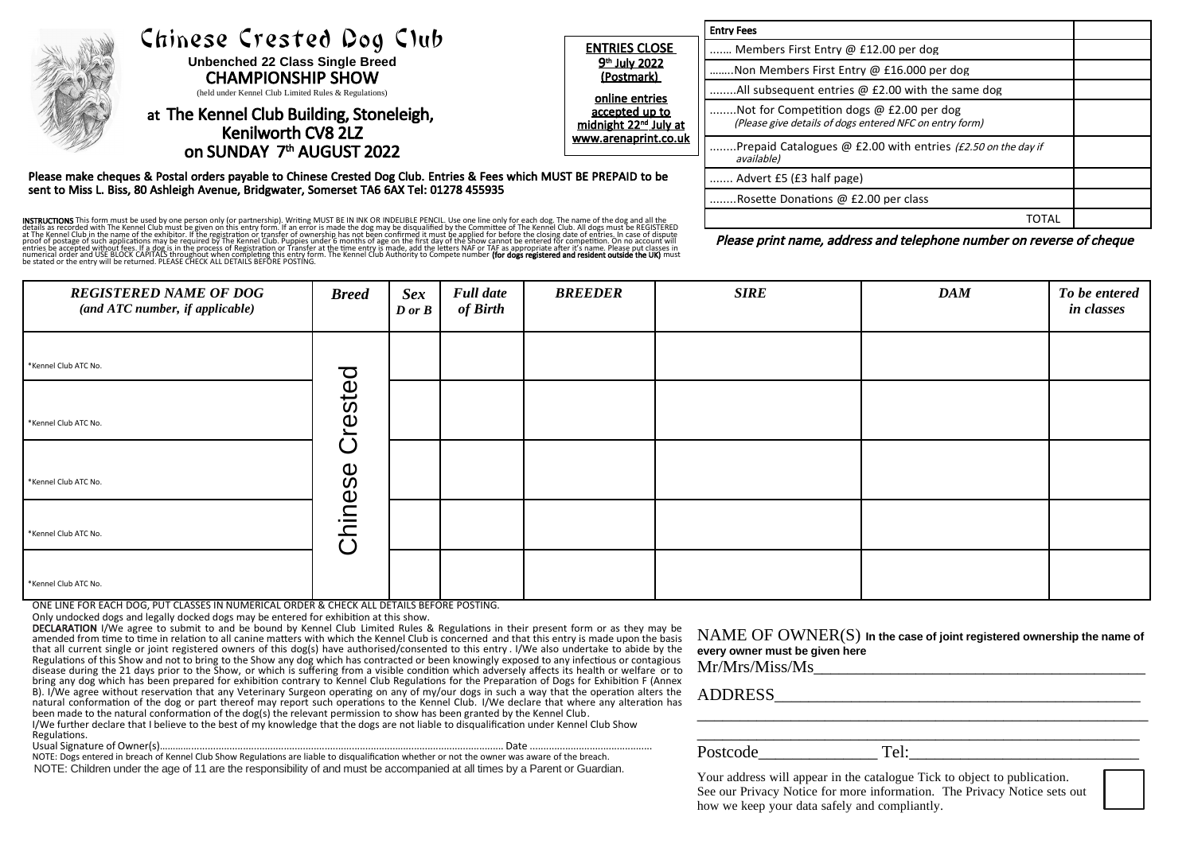# Chinese Crested Dog Club

**Unbenched 22 Class Single Breed**

## CHAMPIONSHIP SHOW

(held under Kennel Club Limited Rules & Regulations)

### at The Kennel Club Building, Stoneleigh, Kenilworth CV8 2LZ on SUNDAY 7th AUGUST 2022

**ENTRIES CLOSE 9th July 2022 (Postmark)**

**online entries accepted up to midnight 22nd July at www.arenaprint.co.uk**

| Entry Fees | |
|---|---|
| ....... Members First Entry @ £12.00 per dog | |
| ........Non Members First Entry @ £16.000 per dog | |
| ........All subsequent entries @ £2.00 with the same dog | |
| ........Not for Competition dogs @ £2.00 per dog *(Please give details of dogs entered NFC on entry form)* | |
| ........Prepaid Catalogues @ £2.00 with entries *(£2.50 on the day if available)* | |
| ....... Advert £5 (£3 half page) | |
| ........Rosette Donations @ £2.00 per class | |
| TOTAL | |

***Please print name, address and telephone number on reverse of cheque***

**Please make cheques & Postal orders payable to Chinese Crested Dog Club. Entries & Fees which MUST BE PREPAID to be sent to Miss L. Biss, 80 Ashleigh Avenue, Bridgwater, Somerset TA6 6AX Tel: 01278 455935**

**INSTRUCTIONS** This form must be used by one person only (or partnership). Writing MUST BE IN INK OR INDELIBLE PENCIL. Use one line only for each dog. The name of the dog and all the details as recorded with The Kennel Club must be given on this entry form. If an error is made the dog may be disqualified by the Committee of The Kennel Club. All dogs must be REGISTERED at The Kennel Club in the name of the exhibitor. If the registration or transfer of ownership has not been confirmed it must be applied for before the closing date of entries. In case of dispute proof of postage of such applications may be required by The Kennel Club. Puppies under 6 months of age on the first day of the Show cannot be entered for competition. On no account will entries be accepted without fees. If a dog is in the process of Registration or Transfer at the time entry is made, add the letters NAF or TAF as appropriate after it's name. Please put classes in numerical order and USE BLOCK CAPITALS throughout when completing this entry form. The Kennel Club Authority to Compete number **(for dogs registered and resident outside the UK)** must be stated or the entry will be returned. PLEASE CHECK ALL DETAILS BEFORE POSTING.

| *REGISTERED NAME OF DOG (and ATC number, if applicable)* | *Breed* | *Sex D or B* | *Full date of Birth* | *BREEDER* | *SIRE* | *DAM* | *To be entered in classes* |
|---|---|---|---|---|---|---|---|
| *Kennel Club ATC No. | Chinese Crested | | | | | | |
| *Kennel Club ATC No. | Chinese Crested | | | | | | |
| *Kennel Club ATC No. | Chinese Crested | | | | | | |
| *Kennel Club ATC No. | Chinese Crested | | | | | | |
| *Kennel Club ATC No. | Chinese Crested | | | | | | |

ONE LINE FOR EACH DOG, PUT CLASSES IN NUMERICAL ORDER & CHECK ALL DETAILS BEFORE POSTING.

Only undocked dogs and legally docked dogs may be entered for exhibition at this show.

**DECLARATION** I/We agree to submit to and be bound by Kennel Club Limited Rules & Regulations in their present form or as they may be amended from time to time in relation to all canine matters with which the Kennel Club is concerned and that this entry is made upon the basis that all current single or joint registered owners of this dog(s) have authorised/consented to this entry. I/We also undertake to abide by the Regulations of this Show and not to bring to the Show any dog which has contracted or been knowingly exposed to any infectious or contagious disease during the 21 days prior to the Show, or which is suffering from a visible condition which adversely affects its health or welfare or to bring any dog which has been prepared for exhibition contrary to Kennel Club Regulations for the Preparation of Dogs for Exhibition F (Annex B). I/We agree without reservation that any Veterinary Surgeon operating on any of my/our dogs in such a way that the operation alters the natural conformation of the dog or part thereof may report such operations to the Kennel Club. I/We declare that where any alteration has been made to the natural conformation of the dog(s) the relevant permission to show has been granted by the Kennel Club.

I/We further declare that I believe to the best of my knowledge that the dogs are not liable to disqualification under Kennel Club Show Regulations.

Usual Signature of Owner(s)................................................................................................................................ Date .............................................

NOTE: Dogs entered in breach of Kennel Club Show Regulations are liable to disqualification whether or not the owner was aware of the breach.

NOTE: Children under the age of 11 are the responsibility of and must be accompanied at all times by a Parent or Guardian.

NAME OF OWNER(S) **In the case of joint registered ownership the name of every owner must be given here**

Mr/Mrs/Miss/Ms___________________________________________

ADDRESS______________________________________________

____________________________________________________________

____________________________________________________________

Postcode______________ Tel:_____________________________

Your address will appear in the catalogue Tick to object to publication. See our Privacy Notice for more information. The Privacy Notice sets out how we keep your data safely and compliantly. ☐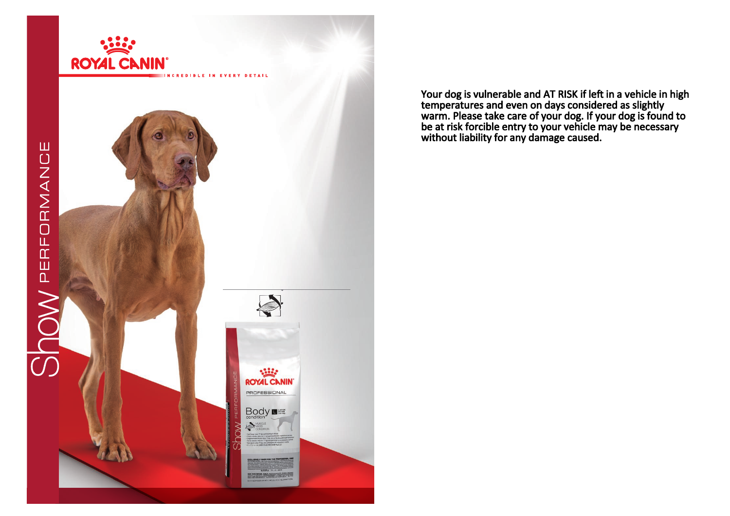ROYAL CANIN®

INCREDIBLE IN EVERY DETAIL

Show PERFORMANCE

**Your dog is vulnerable and AT RISK if left in a vehicle in high temperatures and even on days considered as slightly warm. Please take care of your dog. If your dog is found to be at risk forcible entry to your vehicle may be necessary without liability for any damage caused.**